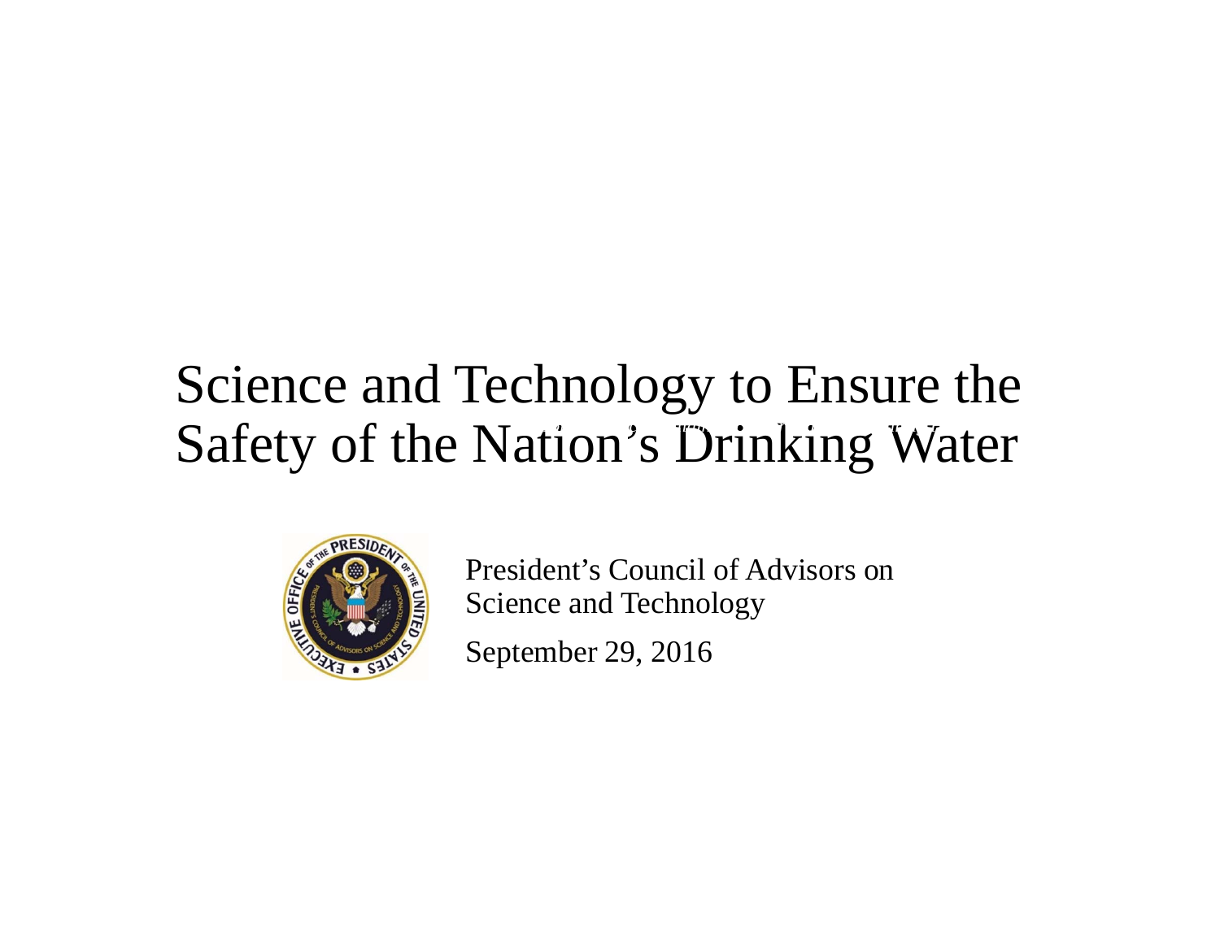# Science and Technology to Ensure the Safety of the Nation's Drinking Water

President's Council of Advisors on Science and Technology

September 29, 2016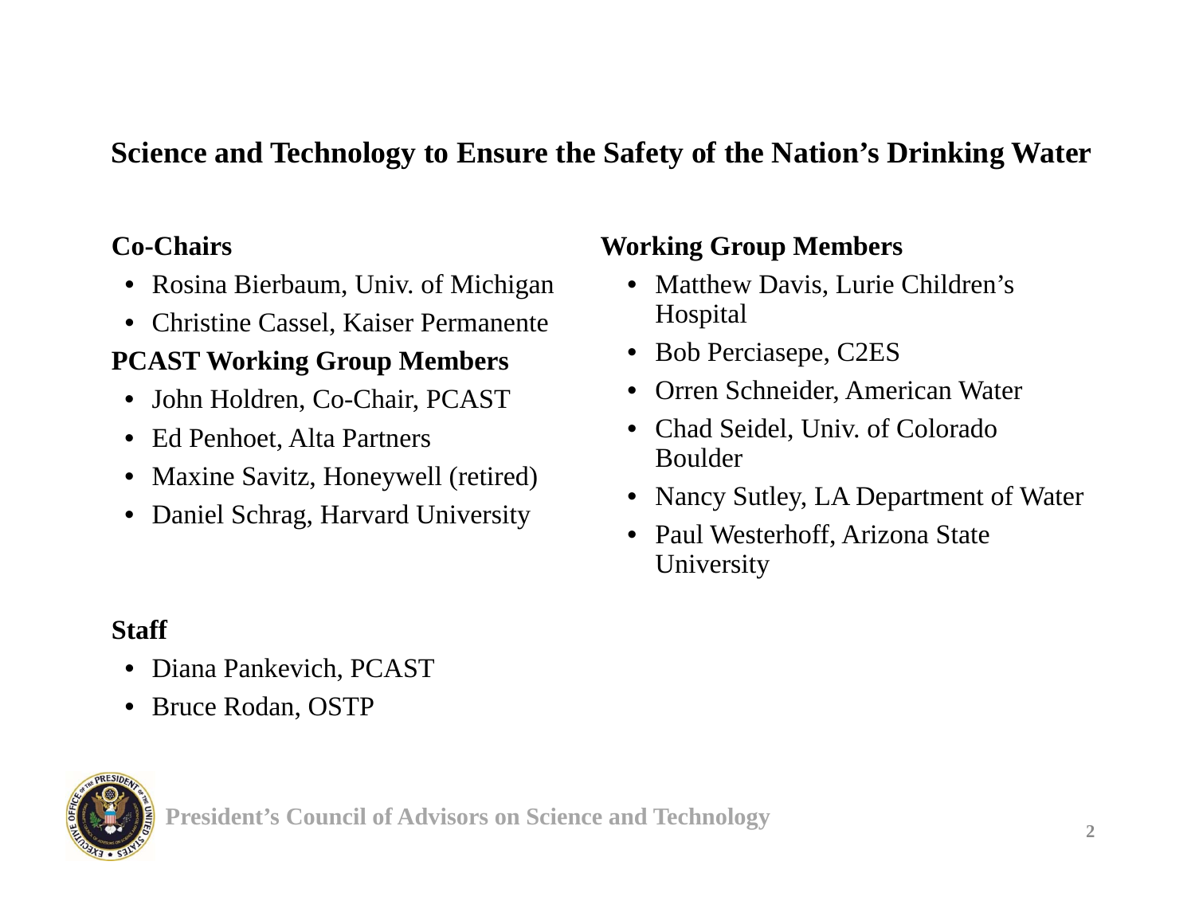## Science and Technology to Ensure the Safety of the Nation's Drinking Water

**Co-Chairs**

- Rosina Bierbaum, Univ. of Michigan
- Christine Cassel, Kaiser Permanente

**PCAST Working Group Members**

- John Holdren, Co-Chair, PCAST
- Ed Penhoet, Alta Partners
- Maxine Savitz, Honeywell (retired)
- Daniel Schrag, Harvard University

**Working Group Members**

- Matthew Davis, Lurie Children's Hospital
- Bob Perciasepe, C2ES
- Orren Schneider, American Water
- Chad Seidel, Univ. of Colorado Boulder
- Nancy Sutley, LA Department of Water
- Paul Westerhoff, Arizona State University

**Staff**

- Diana Pankevich, PCAST
- Bruce Rodan, OSTP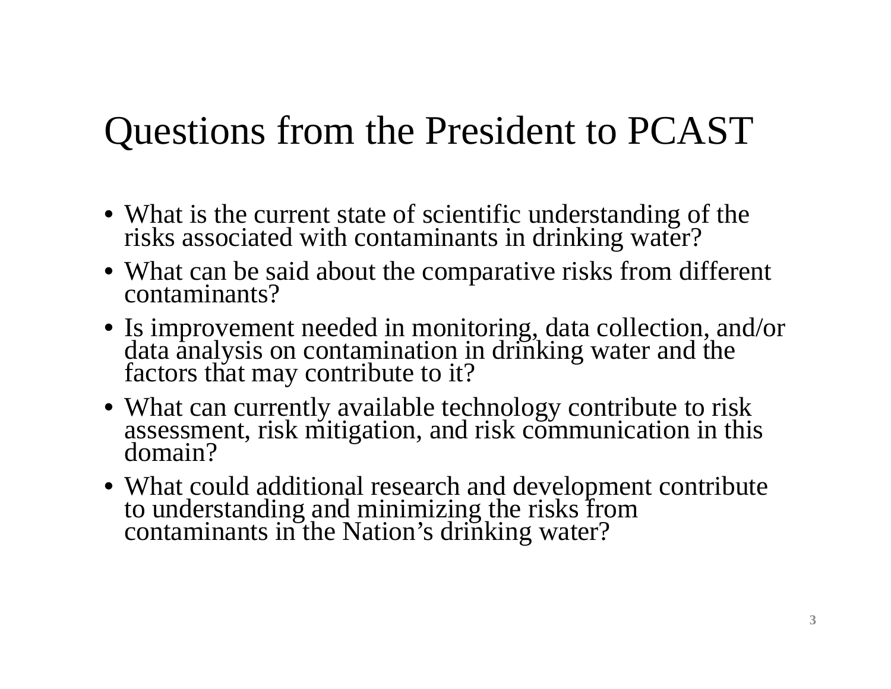# Questions from the President to PCAST

- What is the current state of scientific understanding of the risks associated with contaminants in drinking water?
- What can be said about the comparative risks from different contaminants?
- Is improvement needed in monitoring, data collection, and/or data analysis on contamination in drinking water and the factors that may contribute to it?
- What can currently available technology contribute to risk assessment, risk mitigation, and risk communication in this domain?
- What could additional research and development contribute to understanding and minimizing the risks from contaminants in the Nation's drinking water?